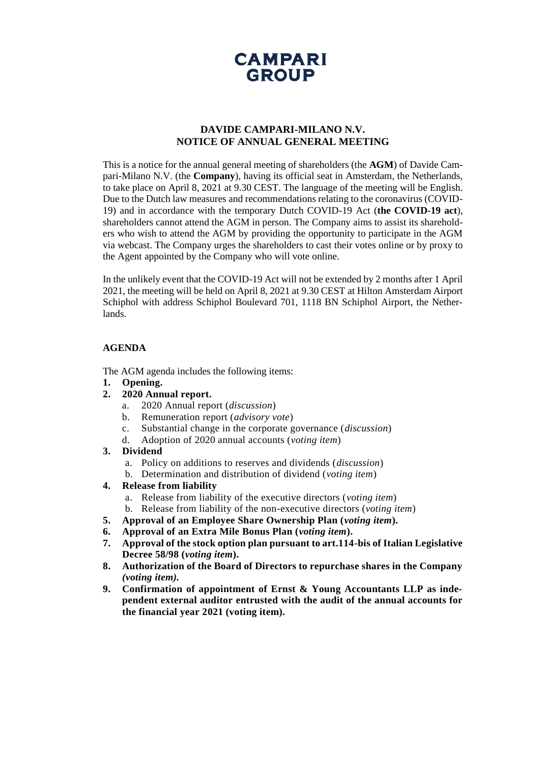CAMPARI GROUP

# DAVIDE CAMPARI-MILANO N.V.
# NOTICE OF ANNUAL GENERAL MEETING

This is a notice for the annual general meeting of shareholders (the **AGM**) of Davide Campari-Milano N.V. (the **Company**), having its official seat in Amsterdam, the Netherlands, to take place on April 8, 2021 at 9.30 CEST. The language of the meeting will be English. Due to the Dutch law measures and recommendations relating to the coronavirus (COVID-19) and in accordance with the temporary Dutch COVID-19 Act (**the COVID-19 act**), shareholders cannot attend the AGM in person. The Company aims to assist its shareholders who wish to attend the AGM by providing the opportunity to participate in the AGM via webcast. The Company urges the shareholders to cast their votes online or by proxy to the Agent appointed by the Company who will vote online.

In the unlikely event that the COVID-19 Act will not be extended by 2 months after 1 April 2021, the meeting will be held on April 8, 2021 at 9.30 CEST at Hilton Amsterdam Airport Schiphol with address Schiphol Boulevard 701, 1118 BN Schiphol Airport, the Netherlands.

## AGENDA

The AGM agenda includes the following items:

1. **Opening.**
2. **2020 Annual report.**
   a. 2020 Annual report (*discussion*)
   b. Remuneration report (*advisory vote*)
   c. Substantial change in the corporate governance (*discussion*)
   d. Adoption of 2020 annual accounts (*voting item*)
3. **Dividend**
   a. Policy on additions to reserves and dividends (*discussion*)
   b. Determination and distribution of dividend (*voting item*)
4. **Release from liability**
   a. Release from liability of the executive directors (*voting item*)
   b. Release from liability of the non-executive directors (*voting item*)
5. **Approval of an Employee Share Ownership Plan (*voting item*).**
6. **Approval of an Extra Mile Bonus Plan (*voting item*).**
7. **Approval of the stock option plan pursuant to art.114-bis of Italian Legislative Decree 58/98 (*voting item*).**
8. **Authorization of the Board of Directors to repurchase shares in the Company *(voting item)*.**
9. **Confirmation of appointment of Ernst & Young Accountants LLP as independent external auditor entrusted with the audit of the annual accounts for the financial year 2021 (voting item).**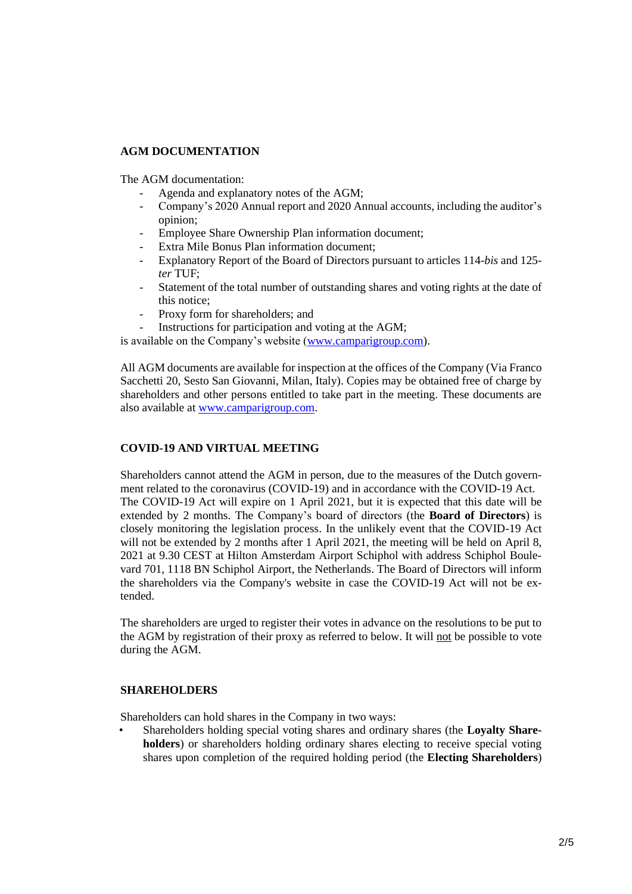## AGM DOCUMENTATION

The AGM documentation:

- Agenda and explanatory notes of the AGM;
- Company's 2020 Annual report and 2020 Annual accounts, including the auditor's opinion;
- Employee Share Ownership Plan information document;
- Extra Mile Bonus Plan information document;
- Explanatory Report of the Board of Directors pursuant to articles 114-*bis* and 125-*ter* TUF;
- Statement of the total number of outstanding shares and voting rights at the date of this notice;
- Proxy form for shareholders; and
- Instructions for participation and voting at the AGM;

is available on the Company's website (www.camparigroup.com).

All AGM documents are available for inspection at the offices of the Company (Via Franco Sacchetti 20, Sesto San Giovanni, Milan, Italy). Copies may be obtained free of charge by shareholders and other persons entitled to take part in the meeting. These documents are also available at www.camparigroup.com.

## COVID-19 AND VIRTUAL MEETING

Shareholders cannot attend the AGM in person, due to the measures of the Dutch government related to the coronavirus (COVID-19) and in accordance with the COVID-19 Act. The COVID-19 Act will expire on 1 April 2021, but it is expected that this date will be extended by 2 months. The Company's board of directors (the **Board of Directors**) is closely monitoring the legislation process. In the unlikely event that the COVID-19 Act will not be extended by 2 months after 1 April 2021, the meeting will be held on April 8, 2021 at 9.30 CEST at Hilton Amsterdam Airport Schiphol with address Schiphol Boulevard 701, 1118 BN Schiphol Airport, the Netherlands. The Board of Directors will inform the shareholders via the Company's website in case the COVID-19 Act will not be extended.

The shareholders are urged to register their votes in advance on the resolutions to be put to the AGM by registration of their proxy as referred to below. It will not be possible to vote during the AGM.

## SHAREHOLDERS

Shareholders can hold shares in the Company in two ways:

- Shareholders holding special voting shares and ordinary shares (the **Loyalty Shareholders**) or shareholders holding ordinary shares electing to receive special voting shares upon completion of the required holding period (the **Electing Shareholders**)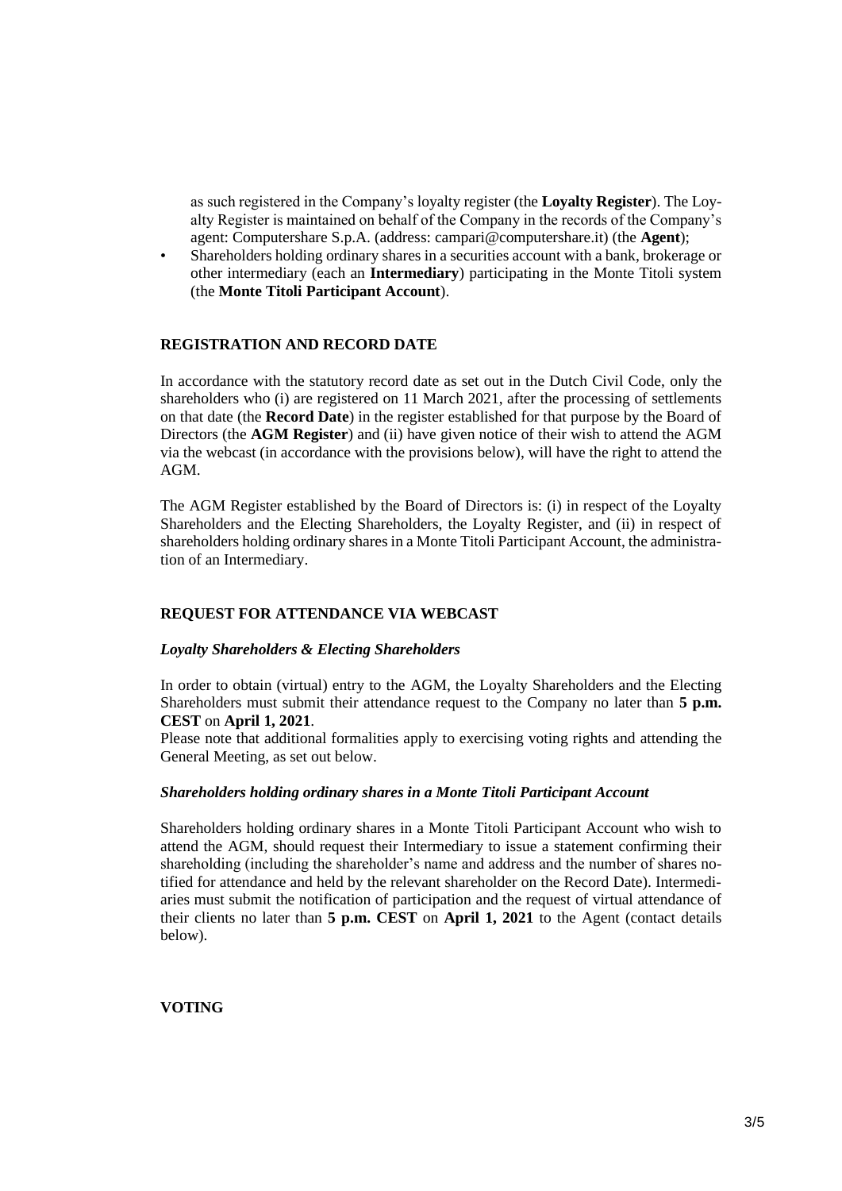as such registered in the Company's loyalty register (the **Loyalty Register**). The Loyalty Register is maintained on behalf of the Company in the records of the Company's agent: Computershare S.p.A. (address: campari@computershare.it) (the **Agent**);

- Shareholders holding ordinary shares in a securities account with a bank, brokerage or other intermediary (each an **Intermediary**) participating in the Monte Titoli system (the **Monte Titoli Participant Account**).

## REGISTRATION AND RECORD DATE

In accordance with the statutory record date as set out in the Dutch Civil Code, only the shareholders who (i) are registered on 11 March 2021, after the processing of settlements on that date (the **Record Date**) in the register established for that purpose by the Board of Directors (the **AGM Register**) and (ii) have given notice of their wish to attend the AGM via the webcast (in accordance with the provisions below), will have the right to attend the AGM.

The AGM Register established by the Board of Directors is: (i) in respect of the Loyalty Shareholders and the Electing Shareholders, the Loyalty Register, and (ii) in respect of shareholders holding ordinary shares in a Monte Titoli Participant Account, the administration of an Intermediary.

## REQUEST FOR ATTENDANCE VIA WEBCAST

### *Loyalty Shareholders & Electing Shareholders*

In order to obtain (virtual) entry to the AGM, the Loyalty Shareholders and the Electing Shareholders must submit their attendance request to the Company no later than **5 p.m. CEST** on **April 1, 2021**.

Please note that additional formalities apply to exercising voting rights and attending the General Meeting, as set out below.

### *Shareholders holding ordinary shares in a Monte Titoli Participant Account*

Shareholders holding ordinary shares in a Monte Titoli Participant Account who wish to attend the AGM, should request their Intermediary to issue a statement confirming their shareholding (including the shareholder's name and address and the number of shares notified for attendance and held by the relevant shareholder on the Record Date). Intermediaries must submit the notification of participation and the request of virtual attendance of their clients no later than **5 p.m. CEST** on **April 1, 2021** to the Agent (contact details below).

## VOTING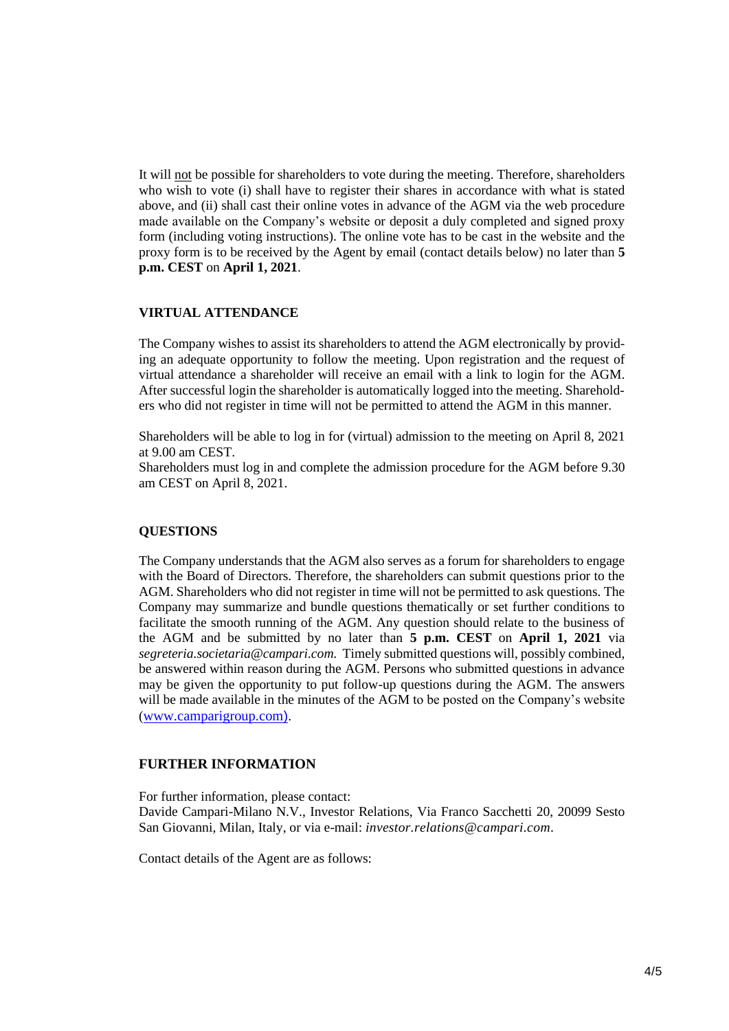It will not be possible for shareholders to vote during the meeting. Therefore, shareholders who wish to vote (i) shall have to register their shares in accordance with what is stated above, and (ii) shall cast their online votes in advance of the AGM via the web procedure made available on the Company's website or deposit a duly completed and signed proxy form (including voting instructions). The online vote has to be cast in the website and the proxy form is to be received by the Agent by email (contact details below) no later than **5 p.m. CEST** on **April 1, 2021**.

## VIRTUAL ATTENDANCE

The Company wishes to assist its shareholders to attend the AGM electronically by providing an adequate opportunity to follow the meeting. Upon registration and the request of virtual attendance a shareholder will receive an email with a link to login for the AGM. After successful login the shareholder is automatically logged into the meeting. Shareholders who did not register in time will not be permitted to attend the AGM in this manner.

Shareholders will be able to log in for (virtual) admission to the meeting on April 8, 2021 at 9.00 am CEST.
Shareholders must log in and complete the admission procedure for the AGM before 9.30 am CEST on April 8, 2021.

## QUESTIONS

The Company understands that the AGM also serves as a forum for shareholders to engage with the Board of Directors. Therefore, the shareholders can submit questions prior to the AGM. Shareholders who did not register in time will not be permitted to ask questions. The Company may summarize and bundle questions thematically or set further conditions to facilitate the smooth running of the AGM. Any question should relate to the business of the AGM and be submitted by no later than **5 p.m. CEST** on **April 1, 2021** via *segreteria.societaria@campari.com.* Timely submitted questions will, possibly combined, be answered within reason during the AGM. Persons who submitted questions in advance may be given the opportunity to put follow-up questions during the AGM. The answers will be made available in the minutes of the AGM to be posted on the Company's website (www.camparigroup.com).

## FURTHER INFORMATION

For further information, please contact:
Davide Campari-Milano N.V., Investor Relations, Via Franco Sacchetti 20, 20099 Sesto San Giovanni, Milan, Italy, or via e-mail: *investor.relations@campari.com*.

Contact details of the Agent are as follows: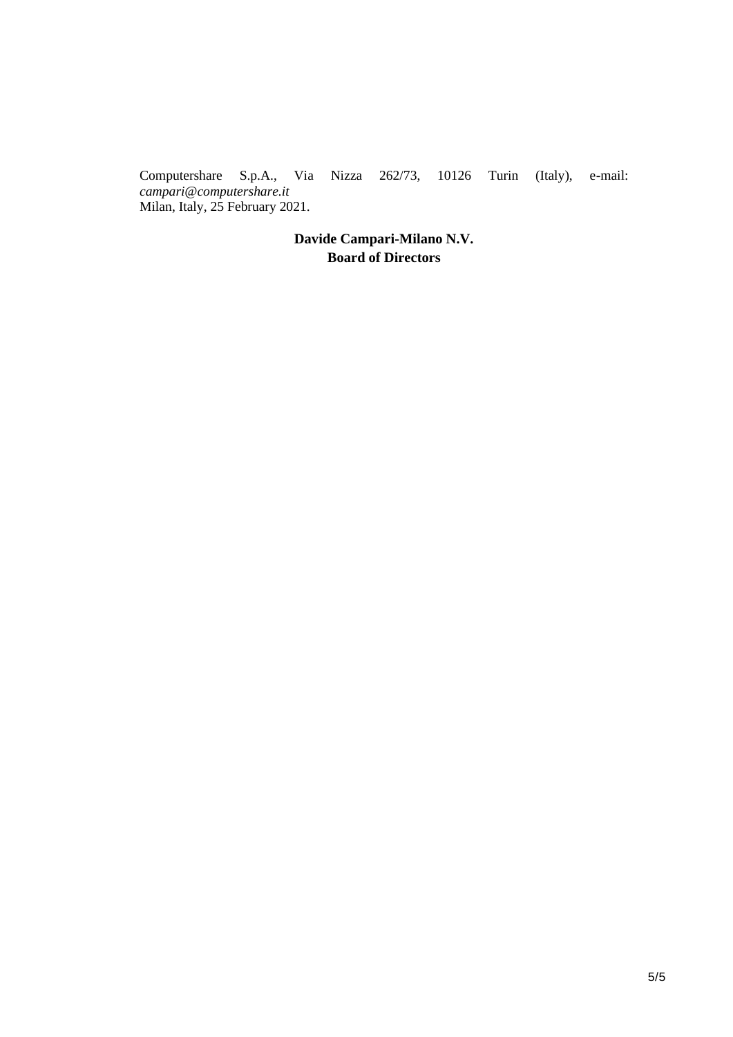Computershare S.p.A., Via Nizza 262/73, 10126 Turin (Italy), e-mail: *campari@computershare.it*
Milan, Italy, 25 February 2021.

**Davide Campari-Milano N.V.**
**Board of Directors**